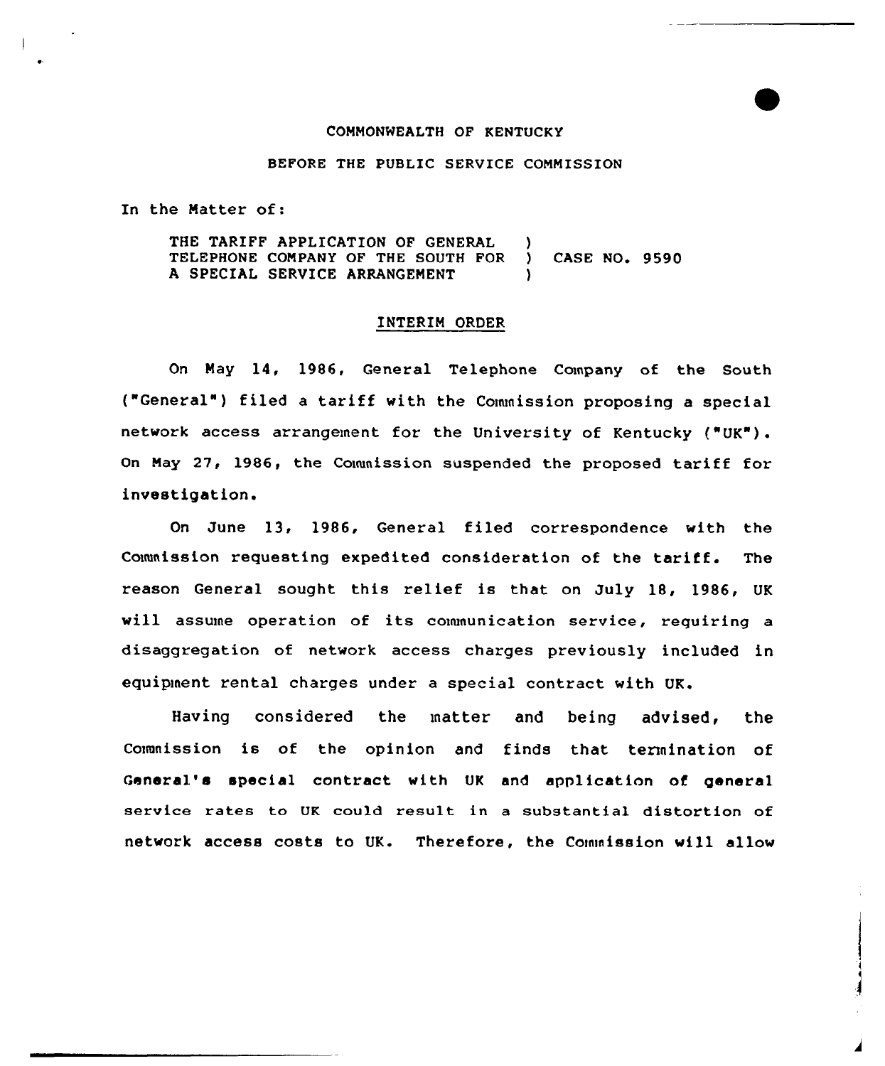COMMONWEALTH OF KENTUCKY

BEFORE THE PUBLIC SERVICE COMMISSION

In the Matter of:

THE TARIFF APPLICATION OF GENERAL TELEPHONE COMPANY OF THE SOUTH FOR A SPECIAL SERVICE ARRANGEMENT ) CASE NO. 9590

INTERIM ORDER

On May 14, 1986, General Telephone Company of the South ("General") filed a tariff with the Commission proposing a special network access arrangement for the University of Kentucky ("UK"). On May 27, 1986, the Commission suspended the proposed tariff for investigation.

On June 13, 1986, General filed correspondence with the Commission requesting expedited consideration of the tariff. The reason General sought this relief is that on July 18, 1986, UK will assume operation of its communication service, requiring a disaggregation of network access charges previously included in equipment rental charges under a special contract with UK.

Having considered the matter and being advised, the Commission is of the opinion and finds that termination of General's special contract with UK and application of general service rates to UK could result in a substantial distortion of network access costs to UK. Therefore, the Commission will allow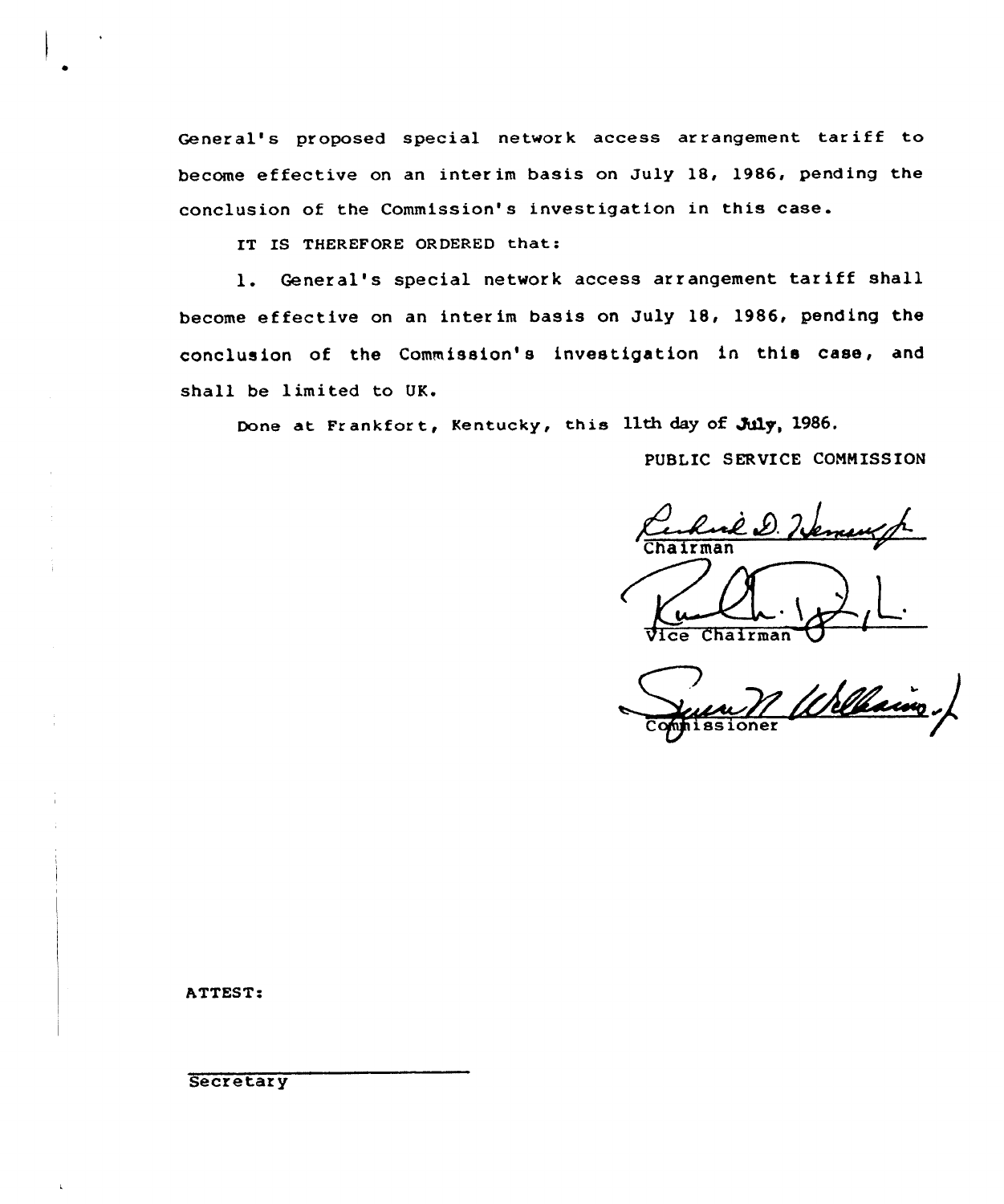General's proposed special network access arrangement tariff to become effective on an interim basis on July 18, 1986, pending the conclusion of the Commission's investigation in this case.

IT IS THEREFORE ORDERED that:

1. General's special network access arrangement tariff shall become effective on an interim basis on July 18, 1986, pending the conclusion of the Commission's investigation in this case, and shall be limited to UK.

Done at Frankfort, Kentucky, this 11th day of July, 1986.

PUBLIC SERVICE COMMISSION

Chairman

Vice Chairman

Commissioner

ATTEST:

Secretary